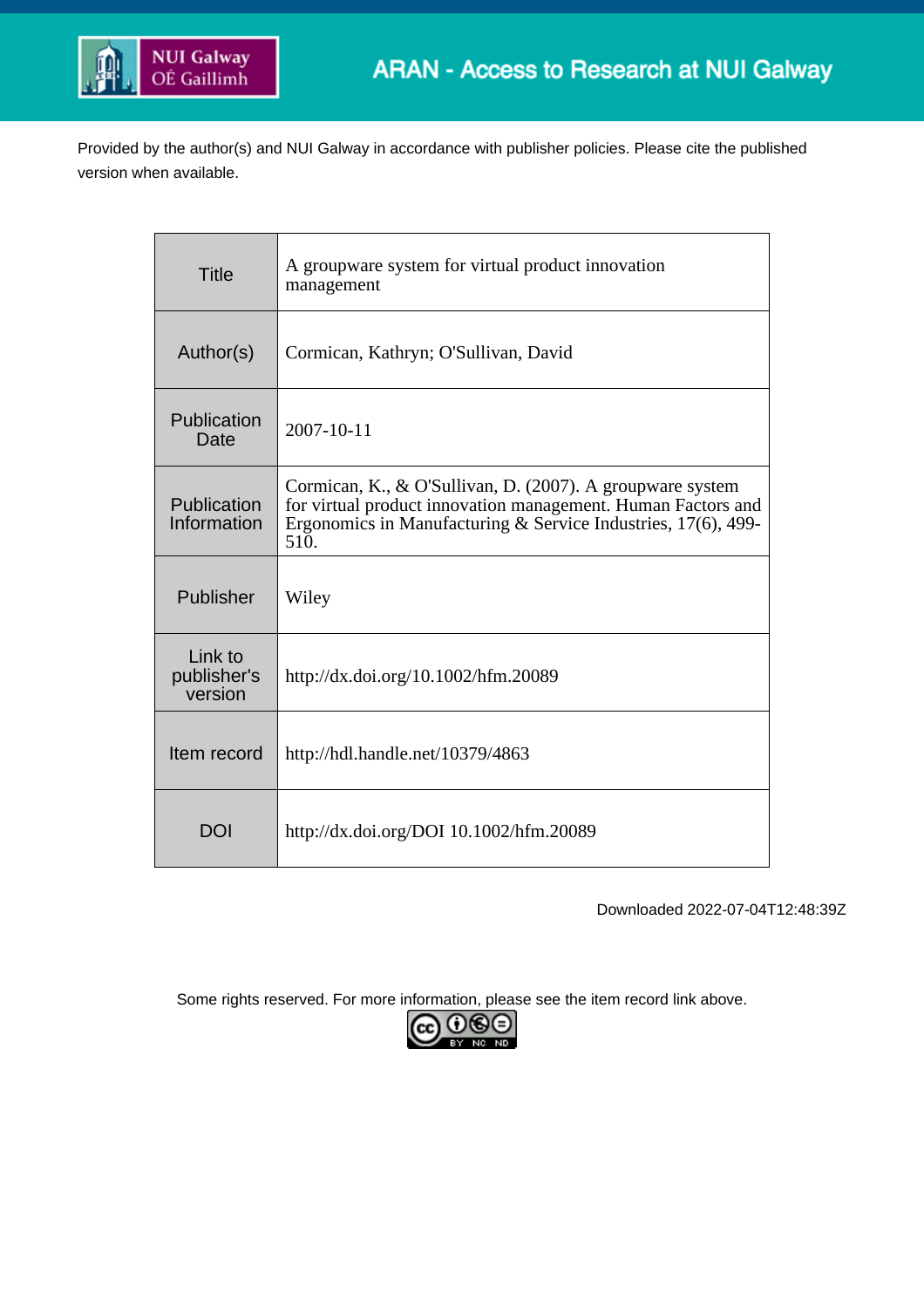ARAN - Access to Research at NUI Galway

Provided by the author(s) and NUI Galway in accordance with publisher policies. Please cite the published version when available.

| | |
|---|---|
| Title | A groupware system for virtual product innovation management |
| Author(s) | Cormican, Kathryn; O'Sullivan, David |
| Publication Date | 2007-10-11 |
| Publication Information | Cormican, K., & O'Sullivan, D. (2007). A groupware system for virtual product innovation management. Human Factors and Ergonomics in Manufacturing & Service Industries, 17(6), 499-510. |
| Publisher | Wiley |
| Link to publisher's version | http://dx.doi.org/10.1002/hfm.20089 |
| Item record | http://hdl.handle.net/10379/4863 |
| DOI | http://dx.doi.org/DOI 10.1002/hfm.20089 |

Downloaded 2022-07-04T12:48:39Z

Some rights reserved. For more information, please see the item record link above.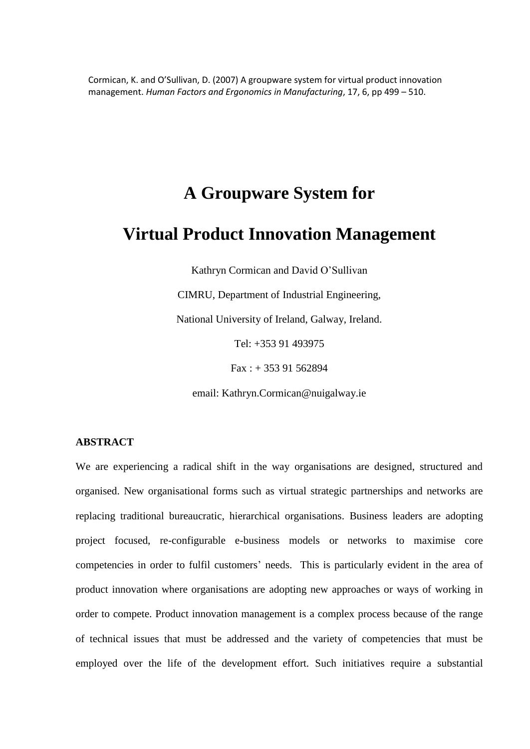Cormican, K. and O'Sullivan, D. (2007) A groupware system for virtual product innovation management. *Human Factors and Ergonomics in Manufacturing*, 17, 6, pp 499 – 510.

# A Groupware System for Virtual Product Innovation Management

Kathryn Cormican and David O'Sullivan

CIMRU, Department of Industrial Engineering,

National University of Ireland, Galway, Ireland.

Tel: +353 91 493975

Fax : + 353 91 562894

email: Kathryn.Cormican@nuigalway.ie

## ABSTRACT

We are experiencing a radical shift in the way organisations are designed, structured and organised. New organisational forms such as virtual strategic partnerships and networks are replacing traditional bureaucratic, hierarchical organisations. Business leaders are adopting project focused, re-configurable e-business models or networks to maximise core competencies in order to fulfil customers' needs. This is particularly evident in the area of product innovation where organisations are adopting new approaches or ways of working in order to compete. Product innovation management is a complex process because of the range of technical issues that must be addressed and the variety of competencies that must be employed over the life of the development effort. Such initiatives require a substantial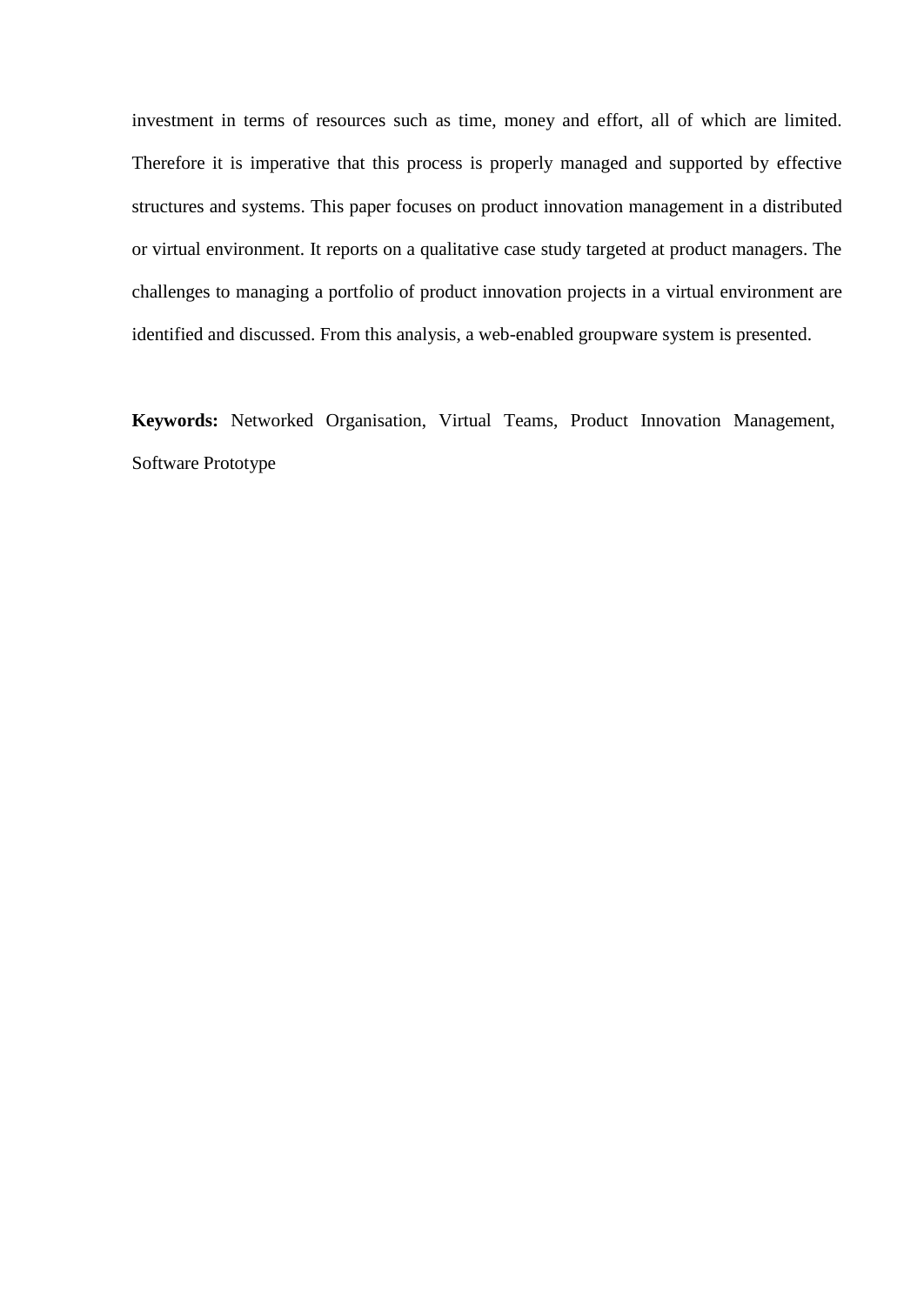investment in terms of resources such as time, money and effort, all of which are limited. Therefore it is imperative that this process is properly managed and supported by effective structures and systems. This paper focuses on product innovation management in a distributed or virtual environment. It reports on a qualitative case study targeted at product managers. The challenges to managing a portfolio of product innovation projects in a virtual environment are identified and discussed. From this analysis, a web-enabled groupware system is presented.

**Keywords:** Networked Organisation, Virtual Teams, Product Innovation Management, Software Prototype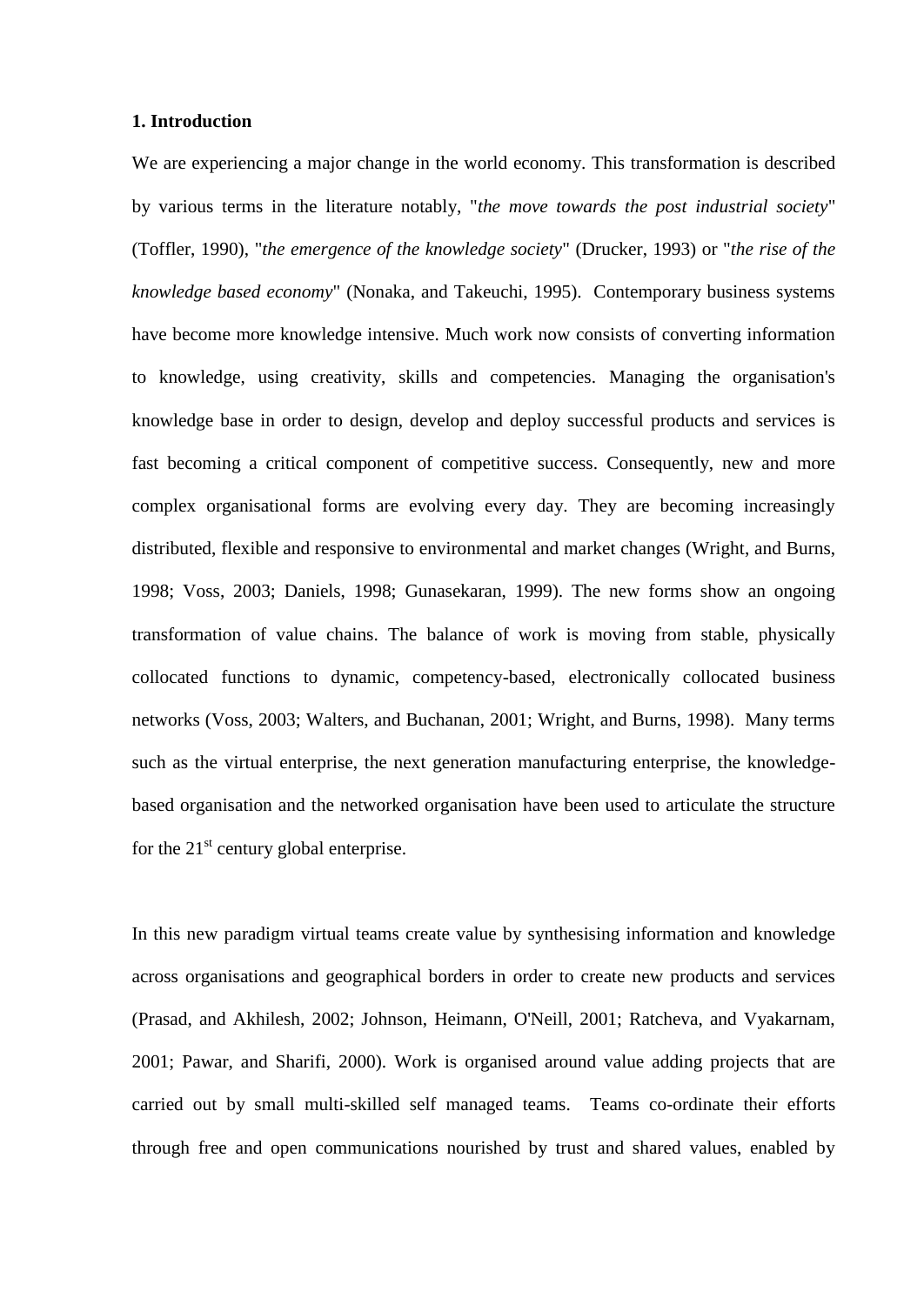**1. Introduction**

We are experiencing a major change in the world economy. This transformation is described by various terms in the literature notably, "*the move towards the post industrial society*" (Toffler, 1990), "*the emergence of the knowledge society*" (Drucker, 1993) or "*the rise of the knowledge based economy*" (Nonaka, and Takeuchi, 1995). Contemporary business systems have become more knowledge intensive. Much work now consists of converting information to knowledge, using creativity, skills and competencies. Managing the organisation's knowledge base in order to design, develop and deploy successful products and services is fast becoming a critical component of competitive success. Consequently, new and more complex organisational forms are evolving every day. They are becoming increasingly distributed, flexible and responsive to environmental and market changes (Wright, and Burns, 1998; Voss, 2003; Daniels, 1998; Gunasekaran, 1999). The new forms show an ongoing transformation of value chains. The balance of work is moving from stable, physically collocated functions to dynamic, competency-based, electronically collocated business networks (Voss, 2003; Walters, and Buchanan, 2001; Wright, and Burns, 1998). Many terms such as the virtual enterprise, the next generation manufacturing enterprise, the knowledge-based organisation and the networked organisation have been used to articulate the structure for the 21st century global enterprise.

In this new paradigm virtual teams create value by synthesising information and knowledge across organisations and geographical borders in order to create new products and services (Prasad, and Akhilesh, 2002; Johnson, Heimann, O'Neill, 2001; Ratcheva, and Vyakarnam, 2001; Pawar, and Sharifi, 2000). Work is organised around value adding projects that are carried out by small multi-skilled self managed teams. Teams co-ordinate their efforts through free and open communications nourished by trust and shared values, enabled by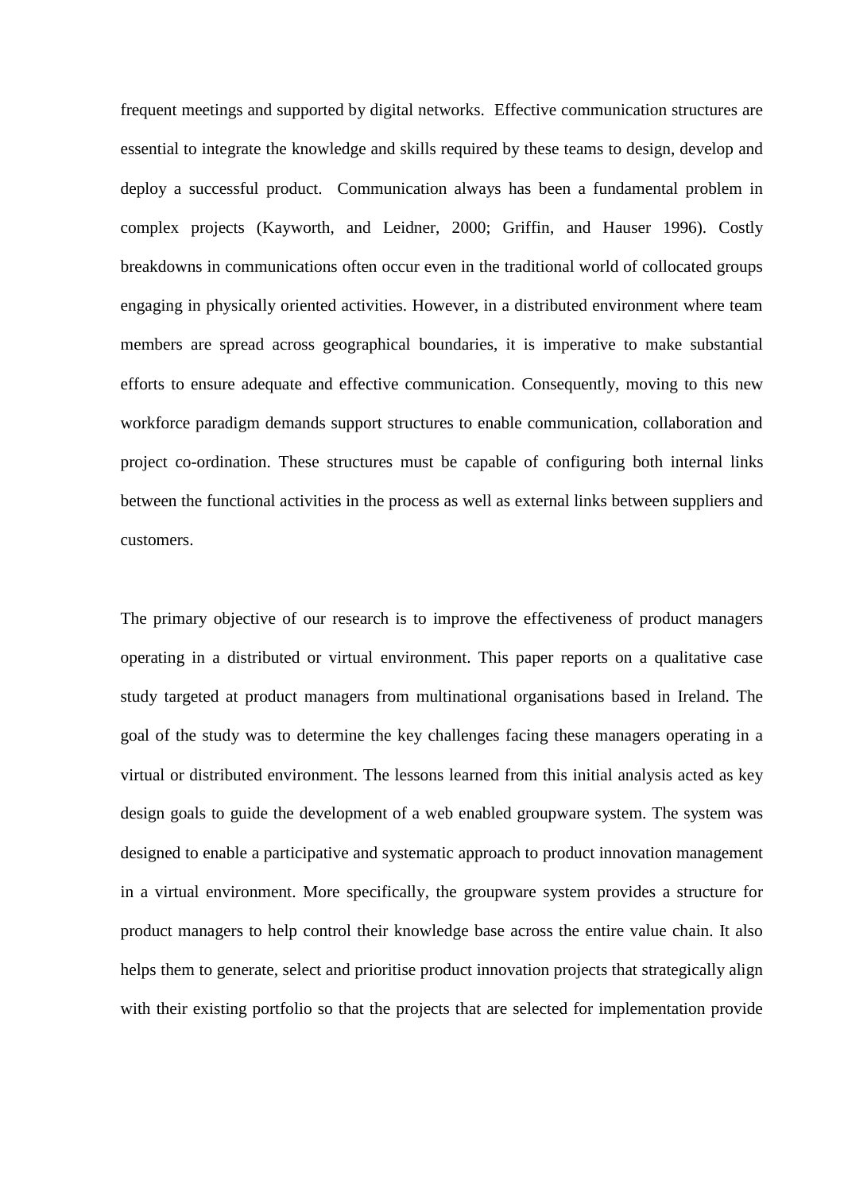frequent meetings and supported by digital networks. Effective communication structures are essential to integrate the knowledge and skills required by these teams to design, develop and deploy a successful product. Communication always has been a fundamental problem in complex projects (Kayworth, and Leidner, 2000; Griffin, and Hauser 1996). Costly breakdowns in communications often occur even in the traditional world of collocated groups engaging in physically oriented activities. However, in a distributed environment where team members are spread across geographical boundaries, it is imperative to make substantial efforts to ensure adequate and effective communication. Consequently, moving to this new workforce paradigm demands support structures to enable communication, collaboration and project co-ordination. These structures must be capable of configuring both internal links between the functional activities in the process as well as external links between suppliers and customers.

The primary objective of our research is to improve the effectiveness of product managers operating in a distributed or virtual environment. This paper reports on a qualitative case study targeted at product managers from multinational organisations based in Ireland. The goal of the study was to determine the key challenges facing these managers operating in a virtual or distributed environment. The lessons learned from this initial analysis acted as key design goals to guide the development of a web enabled groupware system. The system was designed to enable a participative and systematic approach to product innovation management in a virtual environment. More specifically, the groupware system provides a structure for product managers to help control their knowledge base across the entire value chain. It also helps them to generate, select and prioritise product innovation projects that strategically align with their existing portfolio so that the projects that are selected for implementation provide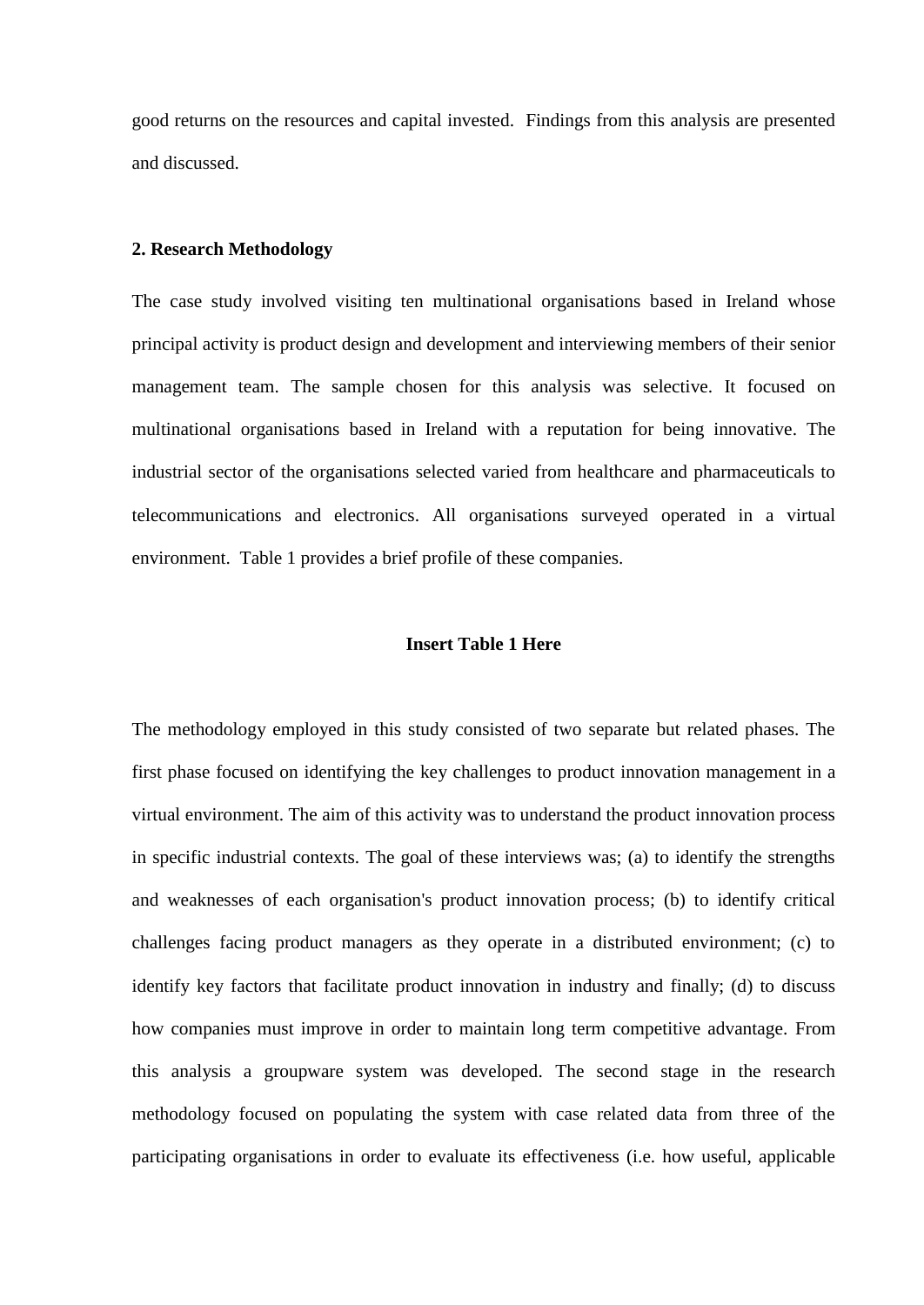good returns on the resources and capital invested. Findings from this analysis are presented and discussed.

## 2. Research Methodology

The case study involved visiting ten multinational organisations based in Ireland whose principal activity is product design and development and interviewing members of their senior management team. The sample chosen for this analysis was selective. It focused on multinational organisations based in Ireland with a reputation for being innovative. The industrial sector of the organisations selected varied from healthcare and pharmaceuticals to telecommunications and electronics. All organisations surveyed operated in a virtual environment. Table 1 provides a brief profile of these companies.

**Insert Table 1 Here**

The methodology employed in this study consisted of two separate but related phases. The first phase focused on identifying the key challenges to product innovation management in a virtual environment. The aim of this activity was to understand the product innovation process in specific industrial contexts. The goal of these interviews was; (a) to identify the strengths and weaknesses of each organisation's product innovation process; (b) to identify critical challenges facing product managers as they operate in a distributed environment; (c) to identify key factors that facilitate product innovation in industry and finally; (d) to discuss how companies must improve in order to maintain long term competitive advantage. From this analysis a groupware system was developed. The second stage in the research methodology focused on populating the system with case related data from three of the participating organisations in order to evaluate its effectiveness (i.e. how useful, applicable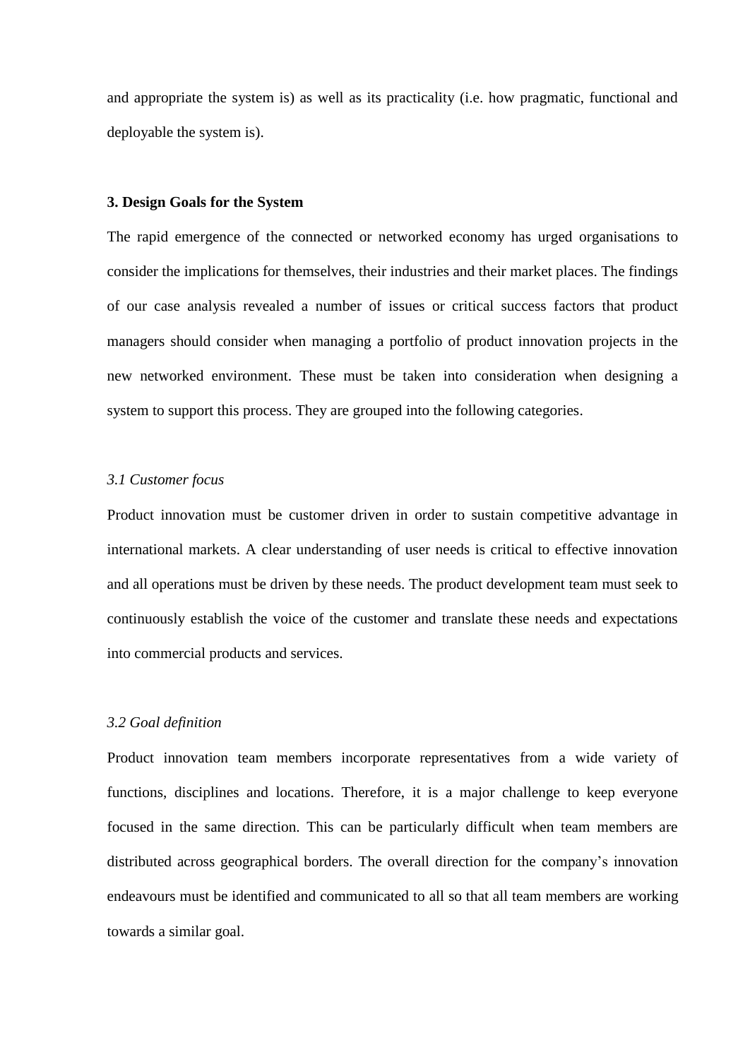and appropriate the system is) as well as its practicality (i.e. how pragmatic, functional and deployable the system is).

## 3. Design Goals for the System

The rapid emergence of the connected or networked economy has urged organisations to consider the implications for themselves, their industries and their market places. The findings of our case analysis revealed a number of issues or critical success factors that product managers should consider when managing a portfolio of product innovation projects in the new networked environment. These must be taken into consideration when designing a system to support this process. They are grouped into the following categories.

### *3.1 Customer focus*

Product innovation must be customer driven in order to sustain competitive advantage in international markets. A clear understanding of user needs is critical to effective innovation and all operations must be driven by these needs. The product development team must seek to continuously establish the voice of the customer and translate these needs and expectations into commercial products and services.

### *3.2 Goal definition*

Product innovation team members incorporate representatives from a wide variety of functions, disciplines and locations. Therefore, it is a major challenge to keep everyone focused in the same direction. This can be particularly difficult when team members are distributed across geographical borders. The overall direction for the company's innovation endeavours must be identified and communicated to all so that all team members are working towards a similar goal.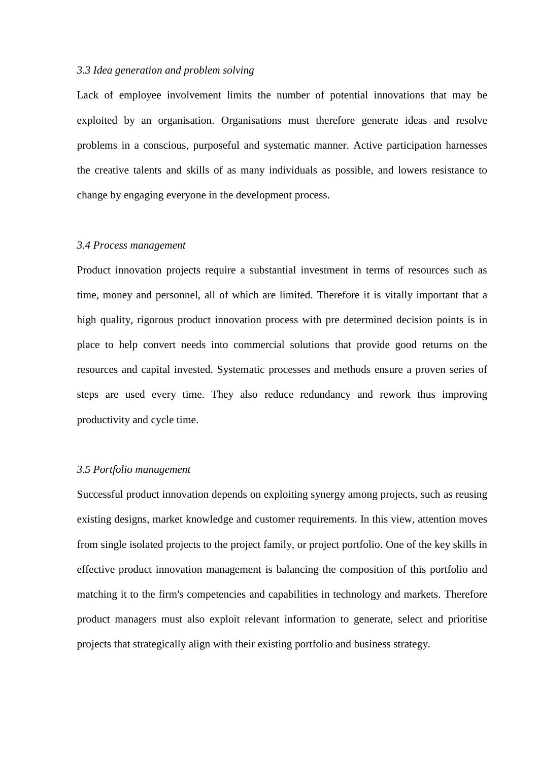### *3.3 Idea generation and problem solving*

Lack of employee involvement limits the number of potential innovations that may be exploited by an organisation. Organisations must therefore generate ideas and resolve problems in a conscious, purposeful and systematic manner. Active participation harnesses the creative talents and skills of as many individuals as possible, and lowers resistance to change by engaging everyone in the development process.

### *3.4 Process management*

Product innovation projects require a substantial investment in terms of resources such as time, money and personnel, all of which are limited. Therefore it is vitally important that a high quality, rigorous product innovation process with pre determined decision points is in place to help convert needs into commercial solutions that provide good returns on the resources and capital invested. Systematic processes and methods ensure a proven series of steps are used every time. They also reduce redundancy and rework thus improving productivity and cycle time.

### *3.5 Portfolio management*

Successful product innovation depends on exploiting synergy among projects, such as reusing existing designs, market knowledge and customer requirements. In this view, attention moves from single isolated projects to the project family, or project portfolio. One of the key skills in effective product innovation management is balancing the composition of this portfolio and matching it to the firm's competencies and capabilities in technology and markets. Therefore product managers must also exploit relevant information to generate, select and prioritise projects that strategically align with their existing portfolio and business strategy.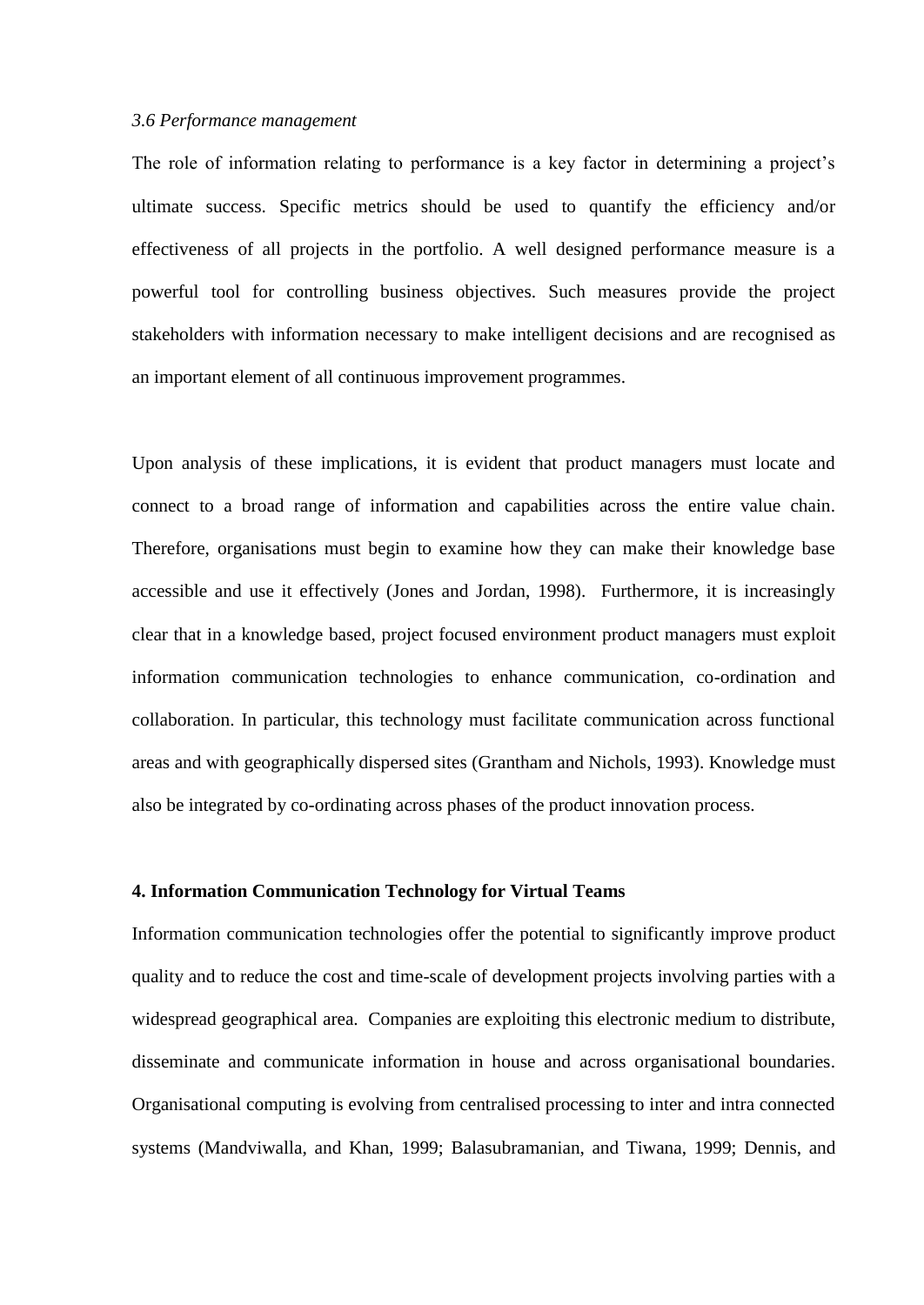*3.6 Performance management*

The role of information relating to performance is a key factor in determining a project's ultimate success. Specific metrics should be used to quantify the efficiency and/or effectiveness of all projects in the portfolio. A well designed performance measure is a powerful tool for controlling business objectives. Such measures provide the project stakeholders with information necessary to make intelligent decisions and are recognised as an important element of all continuous improvement programmes.

Upon analysis of these implications, it is evident that product managers must locate and connect to a broad range of information and capabilities across the entire value chain. Therefore, organisations must begin to examine how they can make their knowledge base accessible and use it effectively (Jones and Jordan, 1998). Furthermore, it is increasingly clear that in a knowledge based, project focused environment product managers must exploit information communication technologies to enhance communication, co-ordination and collaboration. In particular, this technology must facilitate communication across functional areas and with geographically dispersed sites (Grantham and Nichols, 1993). Knowledge must also be integrated by co-ordinating across phases of the product innovation process.

## 4. Information Communication Technology for Virtual Teams

Information communication technologies offer the potential to significantly improve product quality and to reduce the cost and time-scale of development projects involving parties with a widespread geographical area. Companies are exploiting this electronic medium to distribute, disseminate and communicate information in house and across organisational boundaries. Organisational computing is evolving from centralised processing to inter and intra connected systems (Mandviwalla, and Khan, 1999; Balasubramanian, and Tiwana, 1999; Dennis, and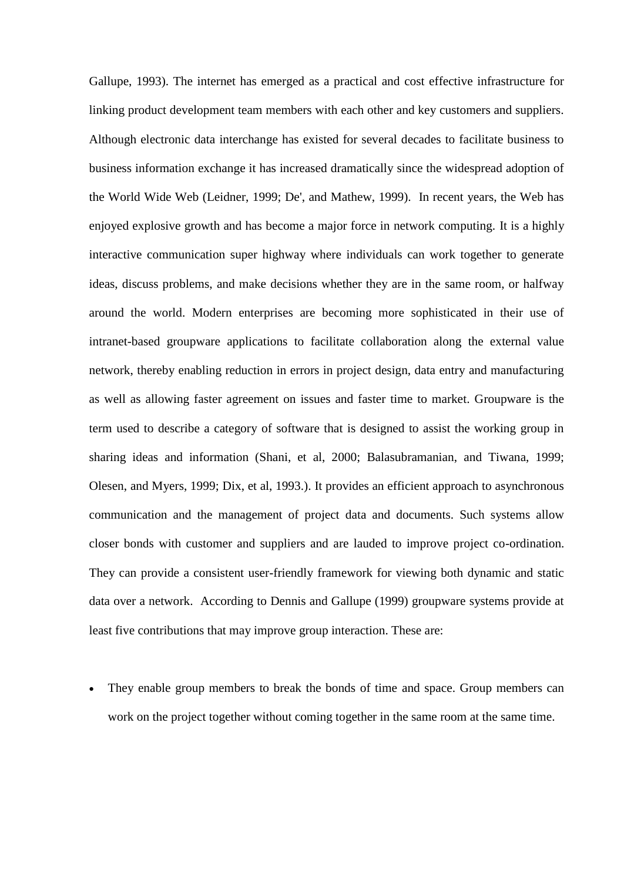Gallupe, 1993). The internet has emerged as a practical and cost effective infrastructure for linking product development team members with each other and key customers and suppliers. Although electronic data interchange has existed for several decades to facilitate business to business information exchange it has increased dramatically since the widespread adoption of the World Wide Web (Leidner, 1999; De', and Mathew, 1999). In recent years, the Web has enjoyed explosive growth and has become a major force in network computing. It is a highly interactive communication super highway where individuals can work together to generate ideas, discuss problems, and make decisions whether they are in the same room, or halfway around the world. Modern enterprises are becoming more sophisticated in their use of intranet-based groupware applications to facilitate collaboration along the external value network, thereby enabling reduction in errors in project design, data entry and manufacturing as well as allowing faster agreement on issues and faster time to market. Groupware is the term used to describe a category of software that is designed to assist the working group in sharing ideas and information (Shani, et al, 2000; Balasubramanian, and Tiwana, 1999; Olesen, and Myers, 1999; Dix, et al, 1993.). It provides an efficient approach to asynchronous communication and the management of project data and documents. Such systems allow closer bonds with customer and suppliers and are lauded to improve project co-ordination. They can provide a consistent user-friendly framework for viewing both dynamic and static data over a network. According to Dennis and Gallupe (1999) groupware systems provide at least five contributions that may improve group interaction. These are:

- They enable group members to break the bonds of time and space. Group members can work on the project together without coming together in the same room at the same time.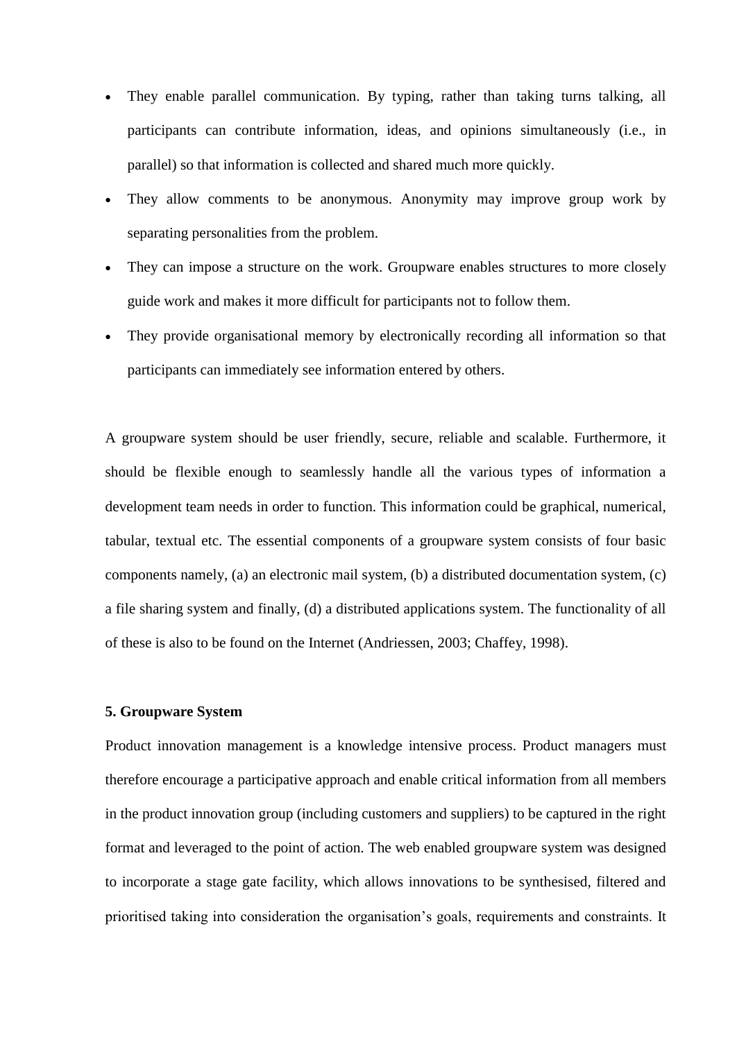- They enable parallel communication. By typing, rather than taking turns talking, all participants can contribute information, ideas, and opinions simultaneously (i.e., in parallel) so that information is collected and shared much more quickly.
- They allow comments to be anonymous. Anonymity may improve group work by separating personalities from the problem.
- They can impose a structure on the work. Groupware enables structures to more closely guide work and makes it more difficult for participants not to follow them.
- They provide organisational memory by electronically recording all information so that participants can immediately see information entered by others.

A groupware system should be user friendly, secure, reliable and scalable. Furthermore, it should be flexible enough to seamlessly handle all the various types of information a development team needs in order to function. This information could be graphical, numerical, tabular, textual etc. The essential components of a groupware system consists of four basic components namely, (a) an electronic mail system, (b) a distributed documentation system, (c) a file sharing system and finally, (d) a distributed applications system. The functionality of all of these is also to be found on the Internet (Andriessen, 2003; Chaffey, 1998).

## 5. Groupware System

Product innovation management is a knowledge intensive process. Product managers must therefore encourage a participative approach and enable critical information from all members in the product innovation group (including customers and suppliers) to be captured in the right format and leveraged to the point of action. The web enabled groupware system was designed to incorporate a stage gate facility, which allows innovations to be synthesised, filtered and prioritised taking into consideration the organisation's goals, requirements and constraints. It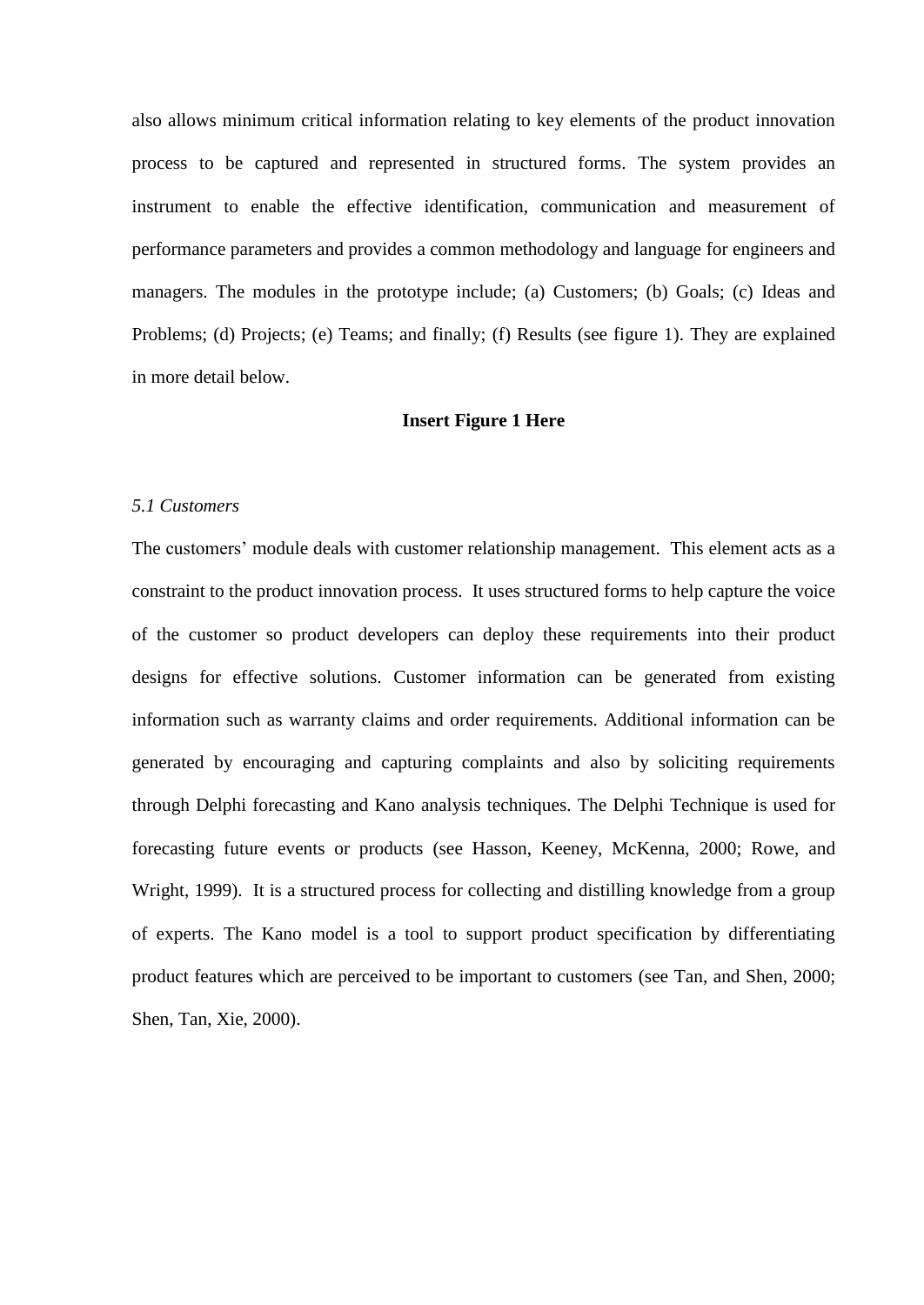also allows minimum critical information relating to key elements of the product innovation process to be captured and represented in structured forms. The system provides an instrument to enable the effective identification, communication and measurement of performance parameters and provides a common methodology and language for engineers and managers. The modules in the prototype include; (a) Customers; (b) Goals; (c) Ideas and Problems; (d) Projects; (e) Teams; and finally; (f) Results (see figure 1). They are explained in more detail below.

**Insert Figure 1 Here**

*5.1 Customers*

The customers' module deals with customer relationship management. This element acts as a constraint to the product innovation process. It uses structured forms to help capture the voice of the customer so product developers can deploy these requirements into their product designs for effective solutions. Customer information can be generated from existing information such as warranty claims and order requirements. Additional information can be generated by encouraging and capturing complaints and also by soliciting requirements through Delphi forecasting and Kano analysis techniques. The Delphi Technique is used for forecasting future events or products (see Hasson, Keeney, McKenna, 2000; Rowe, and Wright, 1999). It is a structured process for collecting and distilling knowledge from a group of experts. The Kano model is a tool to support product specification by differentiating product features which are perceived to be important to customers (see Tan, and Shen, 2000; Shen, Tan, Xie, 2000).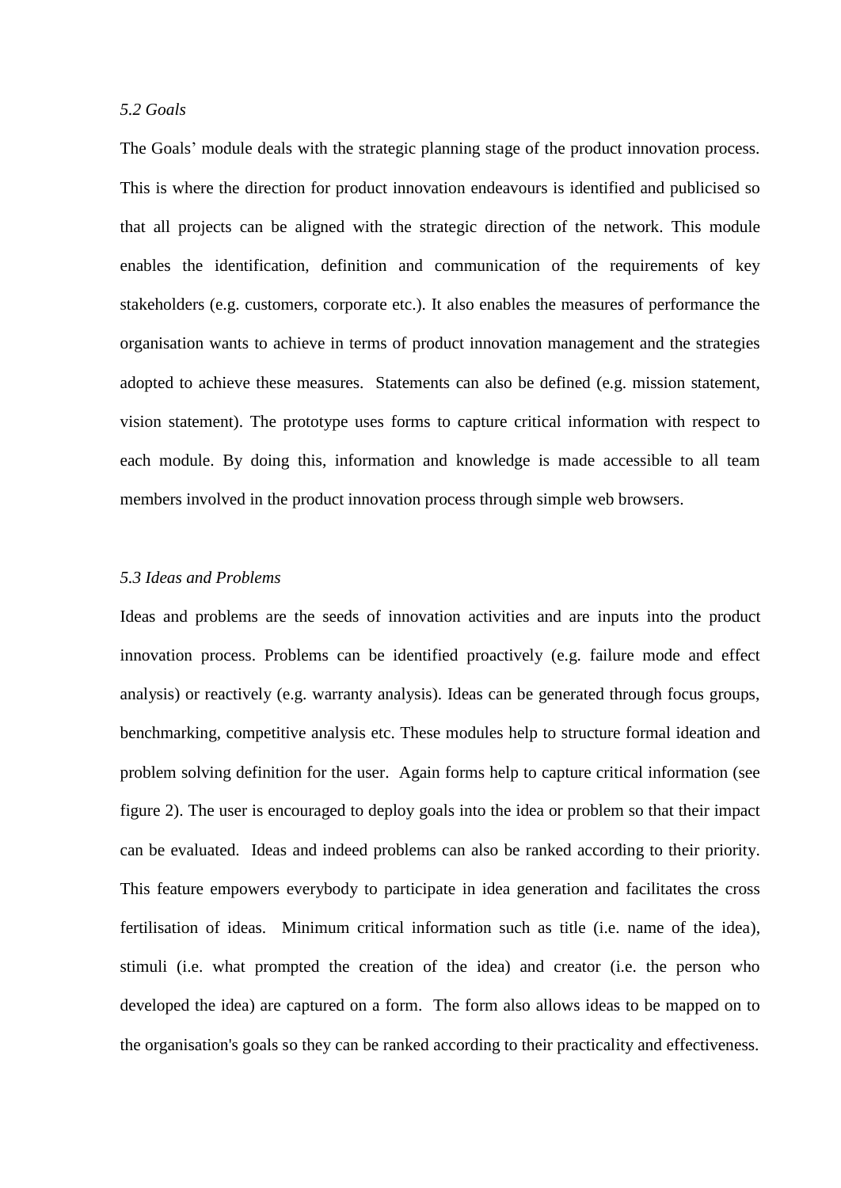*5.2 Goals*

The Goals' module deals with the strategic planning stage of the product innovation process. This is where the direction for product innovation endeavours is identified and publicised so that all projects can be aligned with the strategic direction of the network. This module enables the identification, definition and communication of the requirements of key stakeholders (e.g. customers, corporate etc.). It also enables the measures of performance the organisation wants to achieve in terms of product innovation management and the strategies adopted to achieve these measures. Statements can also be defined (e.g. mission statement, vision statement). The prototype uses forms to capture critical information with respect to each module. By doing this, information and knowledge is made accessible to all team members involved in the product innovation process through simple web browsers.

*5.3 Ideas and Problems*

Ideas and problems are the seeds of innovation activities and are inputs into the product innovation process. Problems can be identified proactively (e.g. failure mode and effect analysis) or reactively (e.g. warranty analysis). Ideas can be generated through focus groups, benchmarking, competitive analysis etc. These modules help to structure formal ideation and problem solving definition for the user. Again forms help to capture critical information (see figure 2). The user is encouraged to deploy goals into the idea or problem so that their impact can be evaluated. Ideas and indeed problems can also be ranked according to their priority. This feature empowers everybody to participate in idea generation and facilitates the cross fertilisation of ideas. Minimum critical information such as title (i.e. name of the idea), stimuli (i.e. what prompted the creation of the idea) and creator (i.e. the person who developed the idea) are captured on a form. The form also allows ideas to be mapped on to the organisation's goals so they can be ranked according to their practicality and effectiveness.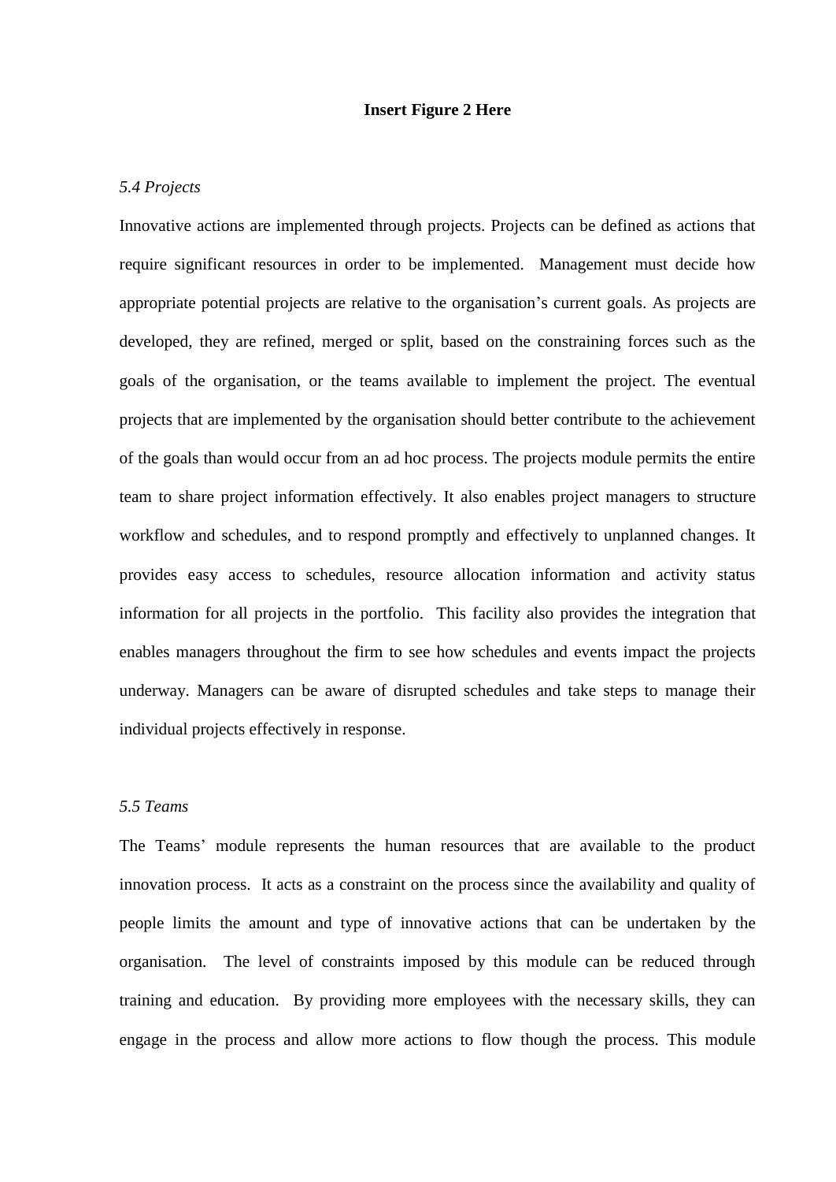**Insert Figure 2 Here**

*5.4 Projects*

Innovative actions are implemented through projects. Projects can be defined as actions that require significant resources in order to be implemented. Management must decide how appropriate potential projects are relative to the organisation's current goals. As projects are developed, they are refined, merged or split, based on the constraining forces such as the goals of the organisation, or the teams available to implement the project. The eventual projects that are implemented by the organisation should better contribute to the achievement of the goals than would occur from an ad hoc process. The projects module permits the entire team to share project information effectively. It also enables project managers to structure workflow and schedules, and to respond promptly and effectively to unplanned changes. It provides easy access to schedules, resource allocation information and activity status information for all projects in the portfolio. This facility also provides the integration that enables managers throughout the firm to see how schedules and events impact the projects underway. Managers can be aware of disrupted schedules and take steps to manage their individual projects effectively in response.

*5.5 Teams*

The Teams' module represents the human resources that are available to the product innovation process. It acts as a constraint on the process since the availability and quality of people limits the amount and type of innovative actions that can be undertaken by the organisation. The level of constraints imposed by this module can be reduced through training and education. By providing more employees with the necessary skills, they can engage in the process and allow more actions to flow though the process. This module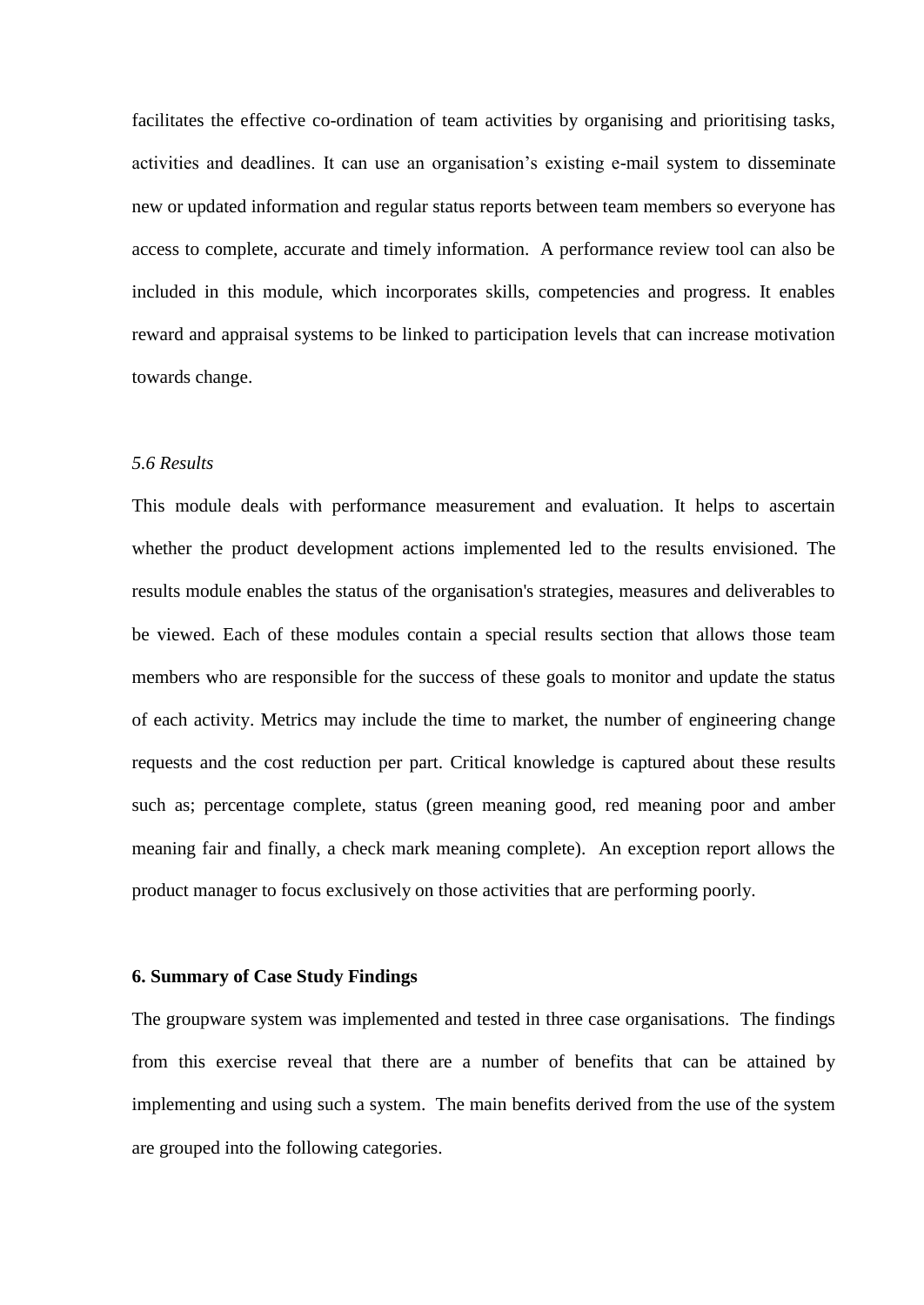facilitates the effective co-ordination of team activities by organising and prioritising tasks, activities and deadlines. It can use an organisation's existing e-mail system to disseminate new or updated information and regular status reports between team members so everyone has access to complete, accurate and timely information. A performance review tool can also be included in this module, which incorporates skills, competencies and progress. It enables reward and appraisal systems to be linked to participation levels that can increase motivation towards change.

### *5.6 Results*

This module deals with performance measurement and evaluation. It helps to ascertain whether the product development actions implemented led to the results envisioned. The results module enables the status of the organisation's strategies, measures and deliverables to be viewed. Each of these modules contain a special results section that allows those team members who are responsible for the success of these goals to monitor and update the status of each activity. Metrics may include the time to market, the number of engineering change requests and the cost reduction per part. Critical knowledge is captured about these results such as; percentage complete, status (green meaning good, red meaning poor and amber meaning fair and finally, a check mark meaning complete). An exception report allows the product manager to focus exclusively on those activities that are performing poorly.

## **6. Summary of Case Study Findings**

The groupware system was implemented and tested in three case organisations. The findings from this exercise reveal that there are a number of benefits that can be attained by implementing and using such a system. The main benefits derived from the use of the system are grouped into the following categories.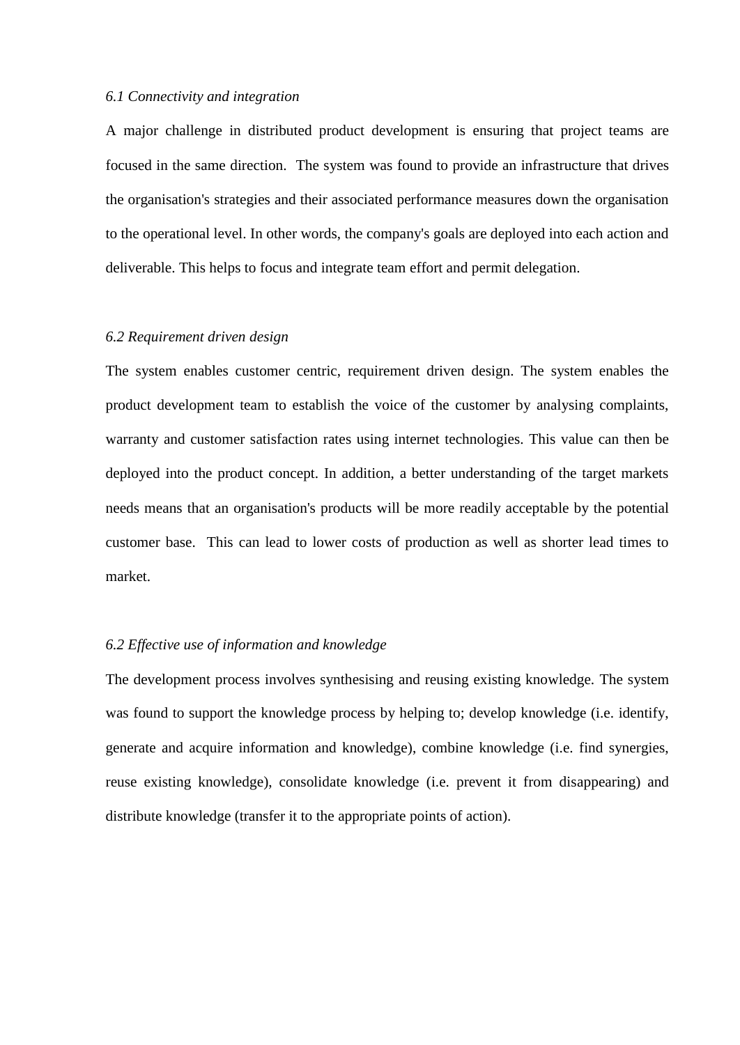*6.1 Connectivity and integration*

A major challenge in distributed product development is ensuring that project teams are focused in the same direction. The system was found to provide an infrastructure that drives the organisation's strategies and their associated performance measures down the organisation to the operational level. In other words, the company's goals are deployed into each action and deliverable. This helps to focus and integrate team effort and permit delegation.

*6.2 Requirement driven design*

The system enables customer centric, requirement driven design. The system enables the product development team to establish the voice of the customer by analysing complaints, warranty and customer satisfaction rates using internet technologies. This value can then be deployed into the product concept. In addition, a better understanding of the target markets needs means that an organisation's products will be more readily acceptable by the potential customer base. This can lead to lower costs of production as well as shorter lead times to market.

*6.2 Effective use of information and knowledge*

The development process involves synthesising and reusing existing knowledge. The system was found to support the knowledge process by helping to; develop knowledge (i.e. identify, generate and acquire information and knowledge), combine knowledge (i.e. find synergies, reuse existing knowledge), consolidate knowledge (i.e. prevent it from disappearing) and distribute knowledge (transfer it to the appropriate points of action).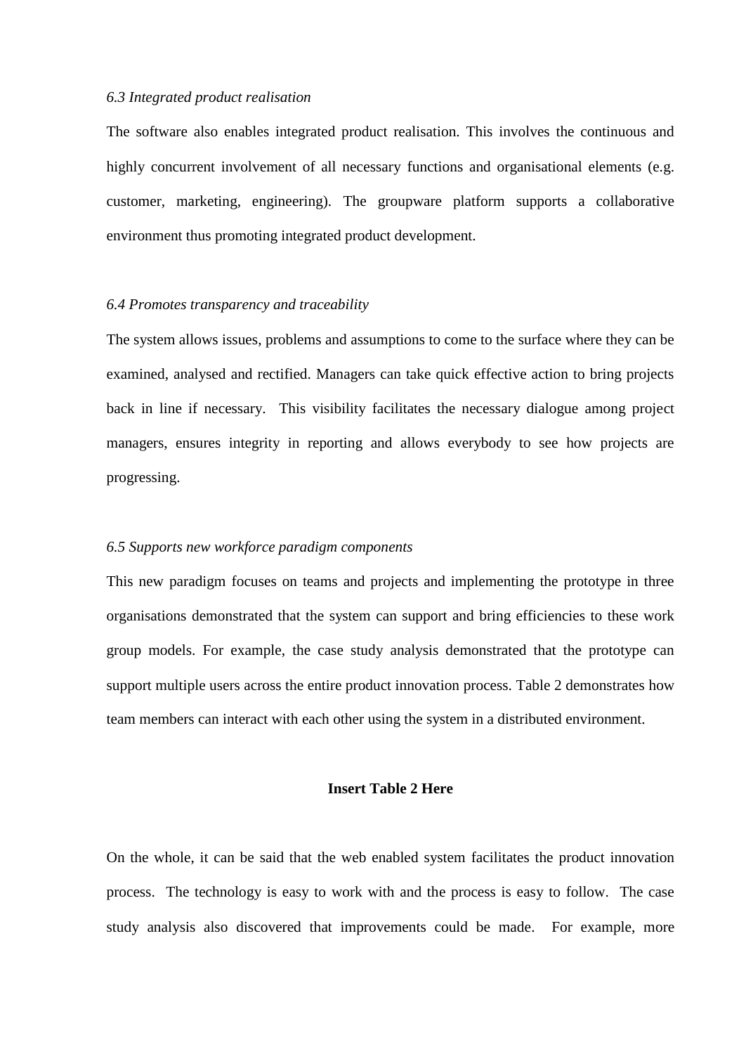*6.3 Integrated product realisation*

The software also enables integrated product realisation. This involves the continuous and highly concurrent involvement of all necessary functions and organisational elements (e.g. customer, marketing, engineering). The groupware platform supports a collaborative environment thus promoting integrated product development.

*6.4 Promotes transparency and traceability*

The system allows issues, problems and assumptions to come to the surface where they can be examined, analysed and rectified. Managers can take quick effective action to bring projects back in line if necessary. This visibility facilitates the necessary dialogue among project managers, ensures integrity in reporting and allows everybody to see how projects are progressing.

*6.5 Supports new workforce paradigm components*

This new paradigm focuses on teams and projects and implementing the prototype in three organisations demonstrated that the system can support and bring efficiencies to these work group models. For example, the case study analysis demonstrated that the prototype can support multiple users across the entire product innovation process. Table 2 demonstrates how team members can interact with each other using the system in a distributed environment.

**Insert Table 2 Here**

On the whole, it can be said that the web enabled system facilitates the product innovation process. The technology is easy to work with and the process is easy to follow. The case study analysis also discovered that improvements could be made. For example, more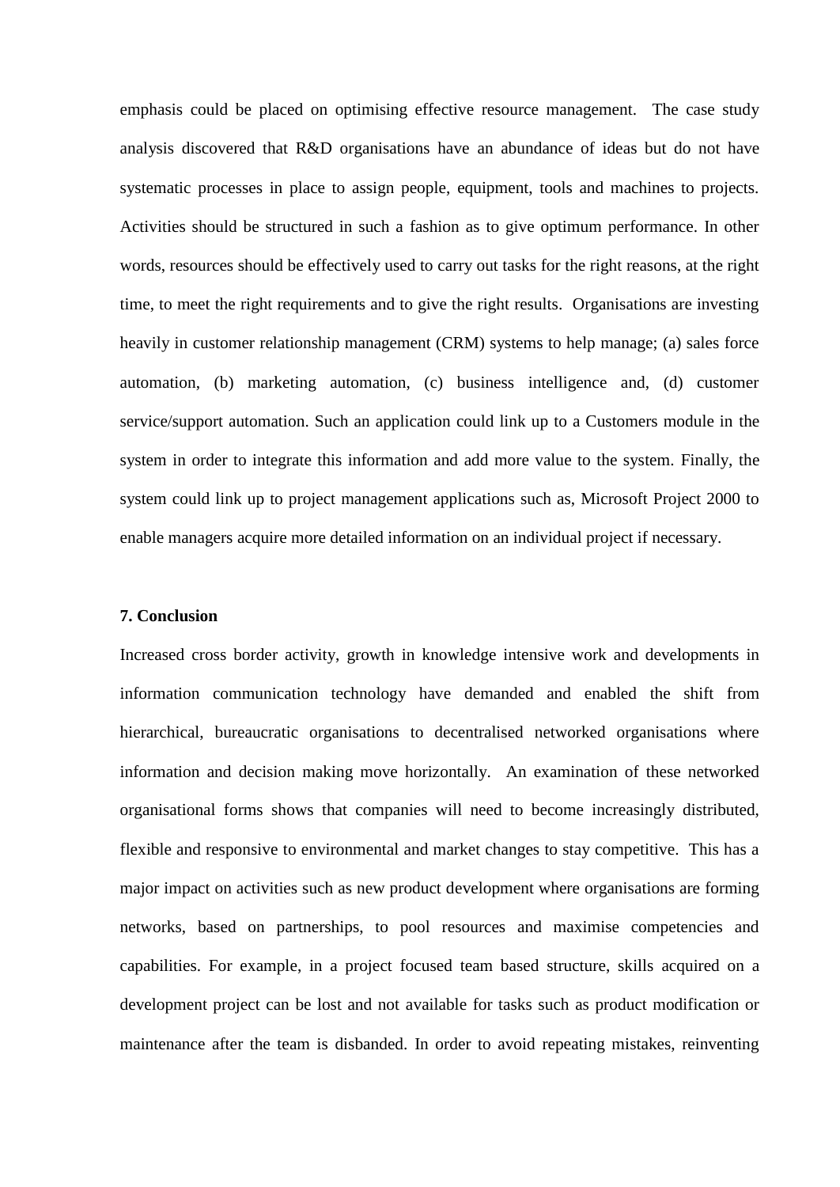emphasis could be placed on optimising effective resource management. The case study analysis discovered that R&D organisations have an abundance of ideas but do not have systematic processes in place to assign people, equipment, tools and machines to projects. Activities should be structured in such a fashion as to give optimum performance. In other words, resources should be effectively used to carry out tasks for the right reasons, at the right time, to meet the right requirements and to give the right results. Organisations are investing heavily in customer relationship management (CRM) systems to help manage; (a) sales force automation, (b) marketing automation, (c) business intelligence and, (d) customer service/support automation. Such an application could link up to a Customers module in the system in order to integrate this information and add more value to the system. Finally, the system could link up to project management applications such as, Microsoft Project 2000 to enable managers acquire more detailed information on an individual project if necessary.

## 7. Conclusion

Increased cross border activity, growth in knowledge intensive work and developments in information communication technology have demanded and enabled the shift from hierarchical, bureaucratic organisations to decentralised networked organisations where information and decision making move horizontally. An examination of these networked organisational forms shows that companies will need to become increasingly distributed, flexible and responsive to environmental and market changes to stay competitive. This has a major impact on activities such as new product development where organisations are forming networks, based on partnerships, to pool resources and maximise competencies and capabilities. For example, in a project focused team based structure, skills acquired on a development project can be lost and not available for tasks such as product modification or maintenance after the team is disbanded. In order to avoid repeating mistakes, reinventing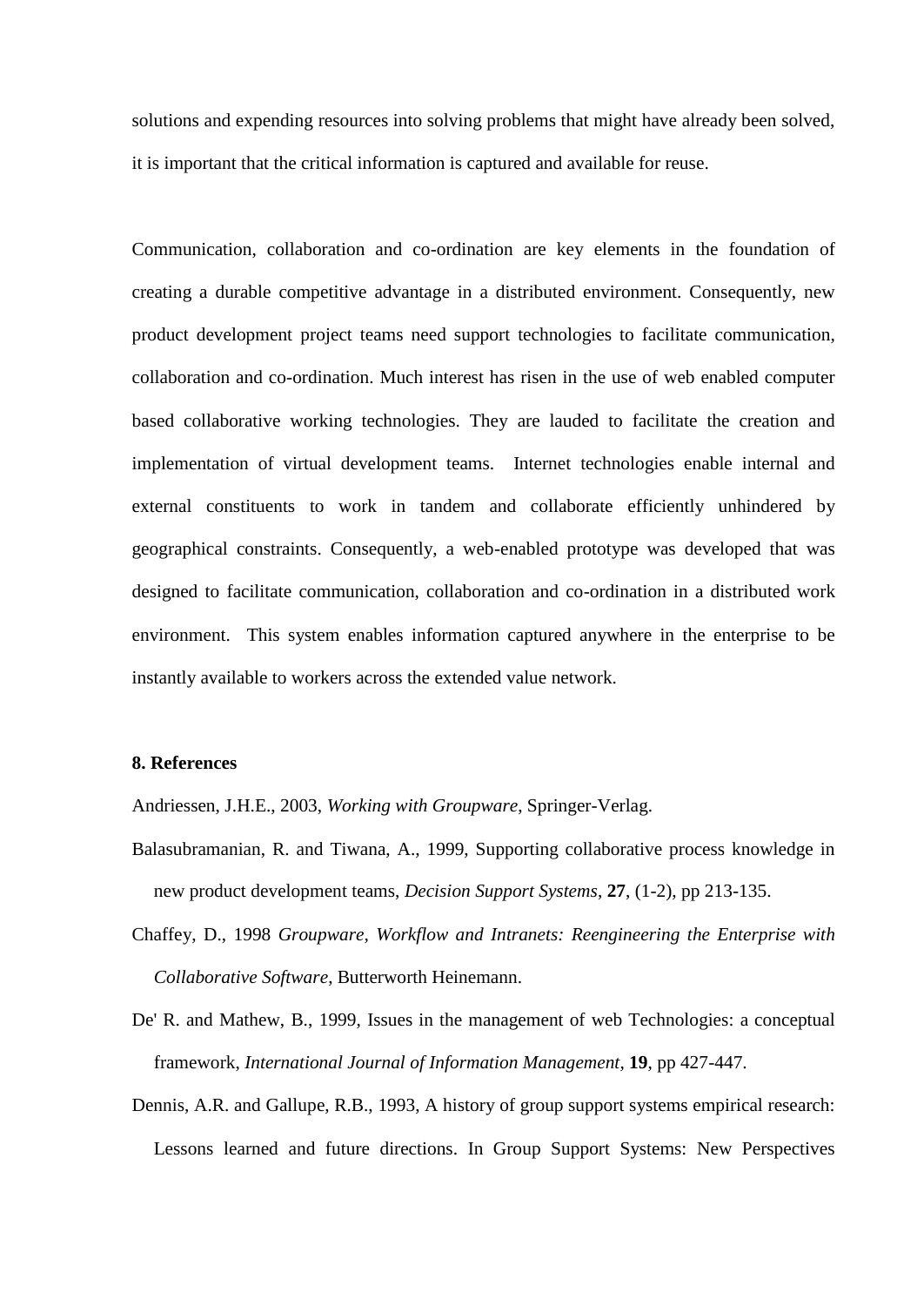solutions and expending resources into solving problems that might have already been solved, it is important that the critical information is captured and available for reuse.

Communication, collaboration and co-ordination are key elements in the foundation of creating a durable competitive advantage in a distributed environment. Consequently, new product development project teams need support technologies to facilitate communication, collaboration and co-ordination. Much interest has risen in the use of web enabled computer based collaborative working technologies. They are lauded to facilitate the creation and implementation of virtual development teams.  Internet technologies enable internal and external constituents to work in tandem and collaborate efficiently unhindered by geographical constraints. Consequently, a web-enabled prototype was developed that was designed to facilitate communication, collaboration and co-ordination in a distributed work environment.  This system enables information captured anywhere in the enterprise to be instantly available to workers across the extended value network.

## 8. References

Andriessen, J.H.E., 2003, *Working with Groupware*, Springer-Verlag.

Balasubramanian, R. and Tiwana, A., 1999, Supporting collaborative process knowledge in new product development teams, *Decision Support Systems*, **27**, (1-2), pp 213-135.

Chaffey, D., 1998 *Groupware, Workflow and Intranets: Reengineering the Enterprise with Collaborative Software*, Butterworth Heinemann.

De' R. and Mathew, B., 1999, Issues in the management of web Technologies: a conceptual framework, *International Journal of Information Management*, **19**, pp 427-447.

Dennis, A.R. and Gallupe, R.B., 1993, A history of group support systems empirical research: Lessons learned and future directions. In Group Support Systems: New Perspectives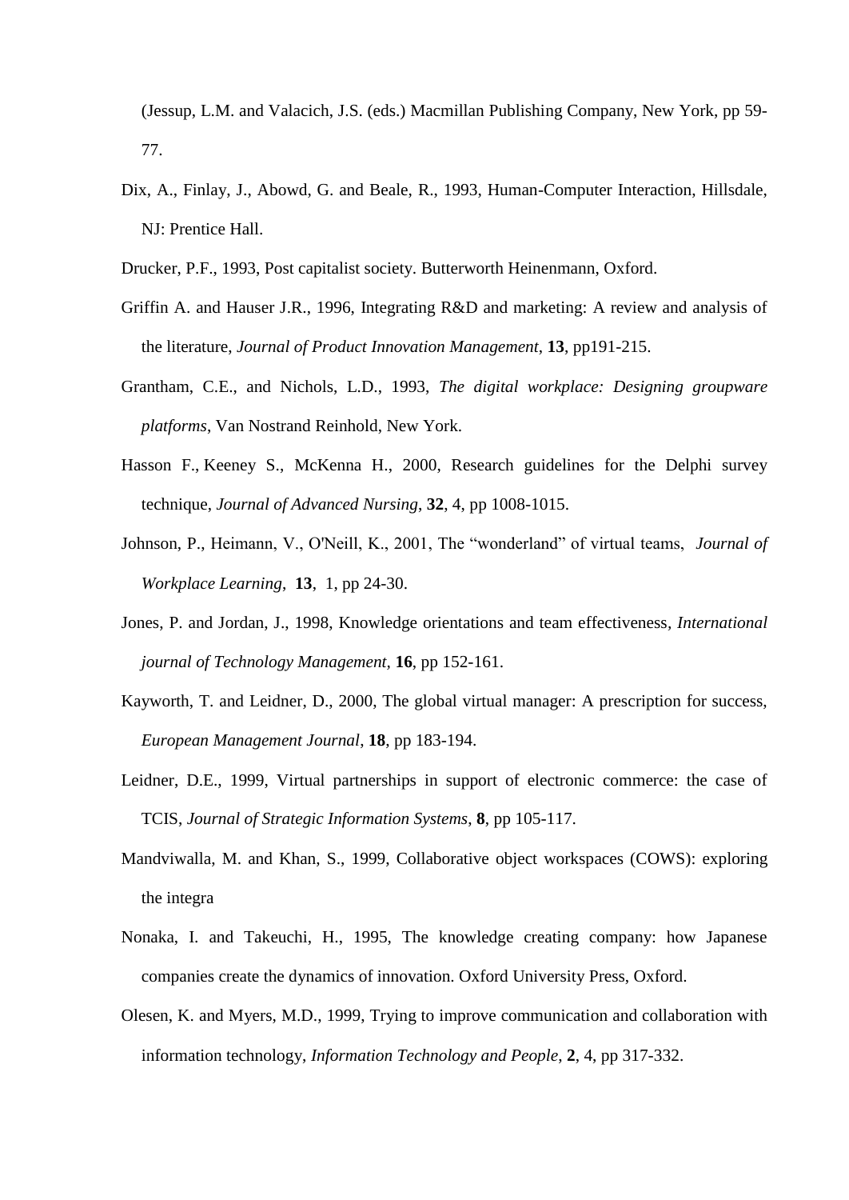(Jessup, L.M. and Valacich, J.S. (eds.) Macmillan Publishing Company, New York, pp 59-77.

Dix, A., Finlay, J., Abowd, G. and Beale, R., 1993, Human-Computer Interaction, Hillsdale, NJ: Prentice Hall.

Drucker, P.F., 1993, Post capitalist society. Butterworth Heinenmann, Oxford.

Griffin A. and Hauser J.R., 1996, Integrating R&D and marketing: A review and analysis of the literature, *Journal of Product Innovation Management*, **13**, pp191-215.

Grantham, C.E., and Nichols, L.D., 1993, *The digital workplace: Designing groupware platforms*, Van Nostrand Reinhold, New York.

Hasson F., Keeney S., McKenna H., 2000, Research guidelines for the Delphi survey technique, *Journal of Advanced Nursing*, **32**, 4, pp 1008-1015.

Johnson, P., Heimann, V., O'Neill, K., 2001, The "wonderland" of virtual teams, *Journal of Workplace Learning*, **13**, 1, pp 24-30.

Jones, P. and Jordan, J., 1998, Knowledge orientations and team effectiveness, *International journal of Technology Management*, **16**, pp 152-161.

Kayworth, T. and Leidner, D., 2000, The global virtual manager: A prescription for success, *European Management Journal*, **18**, pp 183-194.

Leidner, D.E., 1999, Virtual partnerships in support of electronic commerce: the case of TCIS, *Journal of Strategic Information Systems*, **8**, pp 105-117.

Mandviwalla, M. and Khan, S., 1999, Collaborative object workspaces (COWS): exploring the integra

Nonaka, I. and Takeuchi, H., 1995, The knowledge creating company: how Japanese companies create the dynamics of innovation. Oxford University Press, Oxford.

Olesen, K. and Myers, M.D., 1999, Trying to improve communication and collaboration with information technology, *Information Technology and People*, **2**, 4, pp 317-332.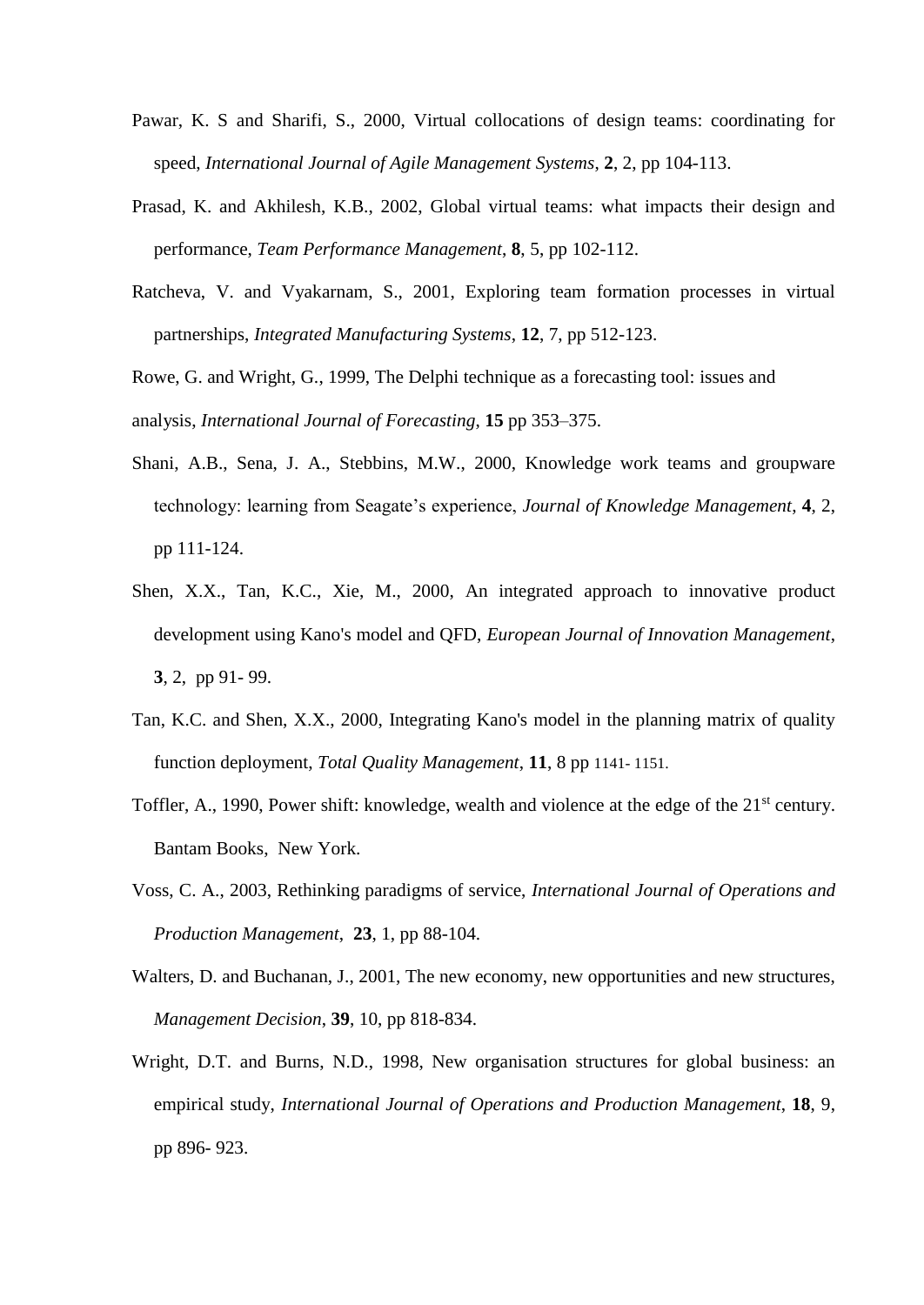Pawar, K. S and Sharifi, S., 2000, Virtual collocations of design teams: coordinating for speed, *International Journal of Agile Management Systems*, **2**, 2, pp 104-113.

Prasad, K. and Akhilesh, K.B., 2002, Global virtual teams: what impacts their design and performance, *Team Performance Management*, **8**, 5, pp 102-112.

Ratcheva, V. and Vyakarnam, S., 2001, Exploring team formation processes in virtual partnerships, *Integrated Manufacturing Systems*, **12**, 7, pp 512-123.

Rowe, G. and Wright, G., 1999, The Delphi technique as a forecasting tool: issues and analysis, *International Journal of Forecasting*, **15** pp 353–375.

Shani, A.B., Sena, J. A., Stebbins, M.W., 2000, Knowledge work teams and groupware technology: learning from Seagate's experience, *Journal of Knowledge Management*, **4**, 2, pp 111-124.

Shen, X.X., Tan, K.C., Xie, M., 2000, An integrated approach to innovative product development using Kano's model and QFD, *European Journal of Innovation Management*, **3**, 2, pp 91- 99.

Tan, K.C. and Shen, X.X., 2000, Integrating Kano's model in the planning matrix of quality function deployment, *Total Quality Management*, **11**, 8 pp 1141- 1151.

Toffler, A., 1990, Power shift: knowledge, wealth and violence at the edge of the 21st century. Bantam Books, New York.

Voss, C. A., 2003, Rethinking paradigms of service, *International Journal of Operations and Production Management*, **23**, 1, pp 88-104.

Walters, D. and Buchanan, J., 2001, The new economy, new opportunities and new structures, *Management Decision*, **39**, 10, pp 818-834.

Wright, D.T. and Burns, N.D., 1998, New organisation structures for global business: an empirical study, *International Journal of Operations and Production Management*, **18**, 9, pp 896- 923.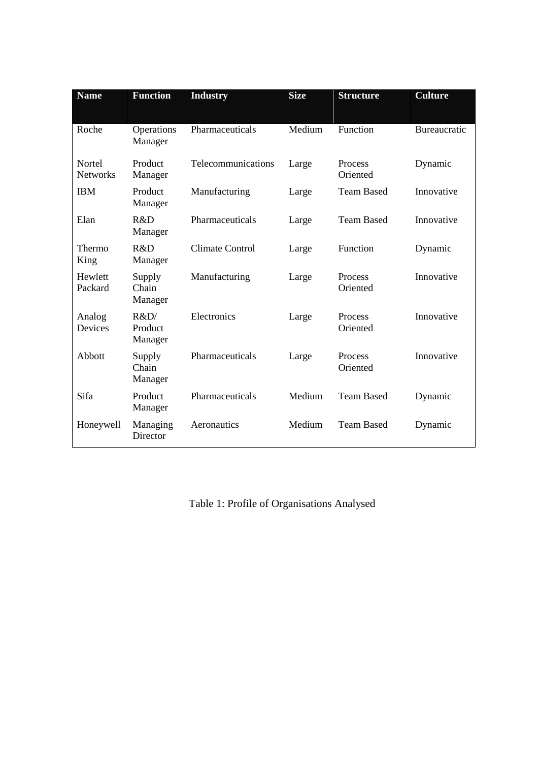| Name | Function | Industry | Size | Structure | Culture |
|---|---|---|---|---|---|
| Roche | Operations Manager | Pharmaceuticals | Medium | Function | Bureaucratic |
| Nortel Networks | Product Manager | Telecommunications | Large | Process Oriented | Dynamic |
| IBM | Product Manager | Manufacturing | Large | Team Based | Innovative |
| Elan | R&D Manager | Pharmaceuticals | Large | Team Based | Innovative |
| Thermo King | R&D Manager | Climate Control | Large | Function | Dynamic |
| Hewlett Packard | Supply Chain Manager | Manufacturing | Large | Process Oriented | Innovative |
| Analog Devices | R&D/ Product Manager | Electronics | Large | Process Oriented | Innovative |
| Abbott | Supply Chain Manager | Pharmaceuticals | Large | Process Oriented | Innovative |
| Sifa | Product Manager | Pharmaceuticals | Medium | Team Based | Dynamic |
| Honeywell | Managing Director | Aeronautics | Medium | Team Based | Dynamic |

Table 1: Profile of Organisations Analysed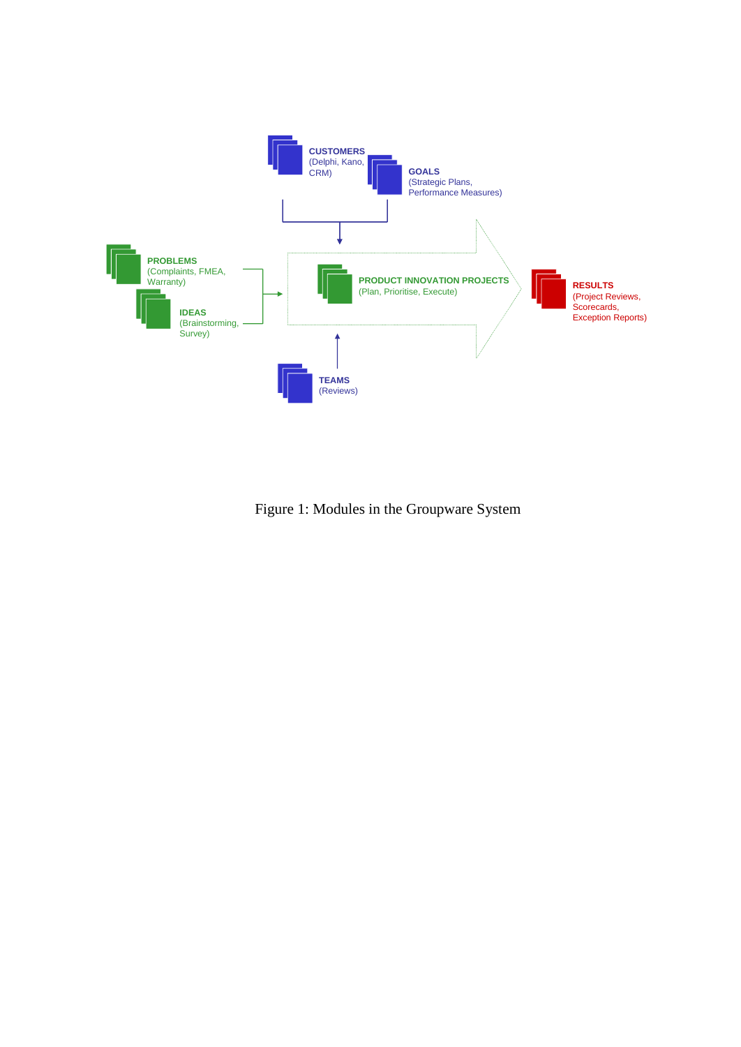**CUSTOMERS**
(Delphi, Kano, CRM)

**GOALS**
(Strategic Plans, Performance Measures)

**PROBLEMS**
(Complaints, FMEA, Warranty)

**IDEAS**
(Brainstorming, Survey)

**PRODUCT INNOVATION PROJECTS**
(Plan, Prioritise, Execute)

**RESULTS**
(Project Reviews, Scorecards, Exception Reports)

**TEAMS**
(Reviews)

Figure 1: Modules in the Groupware System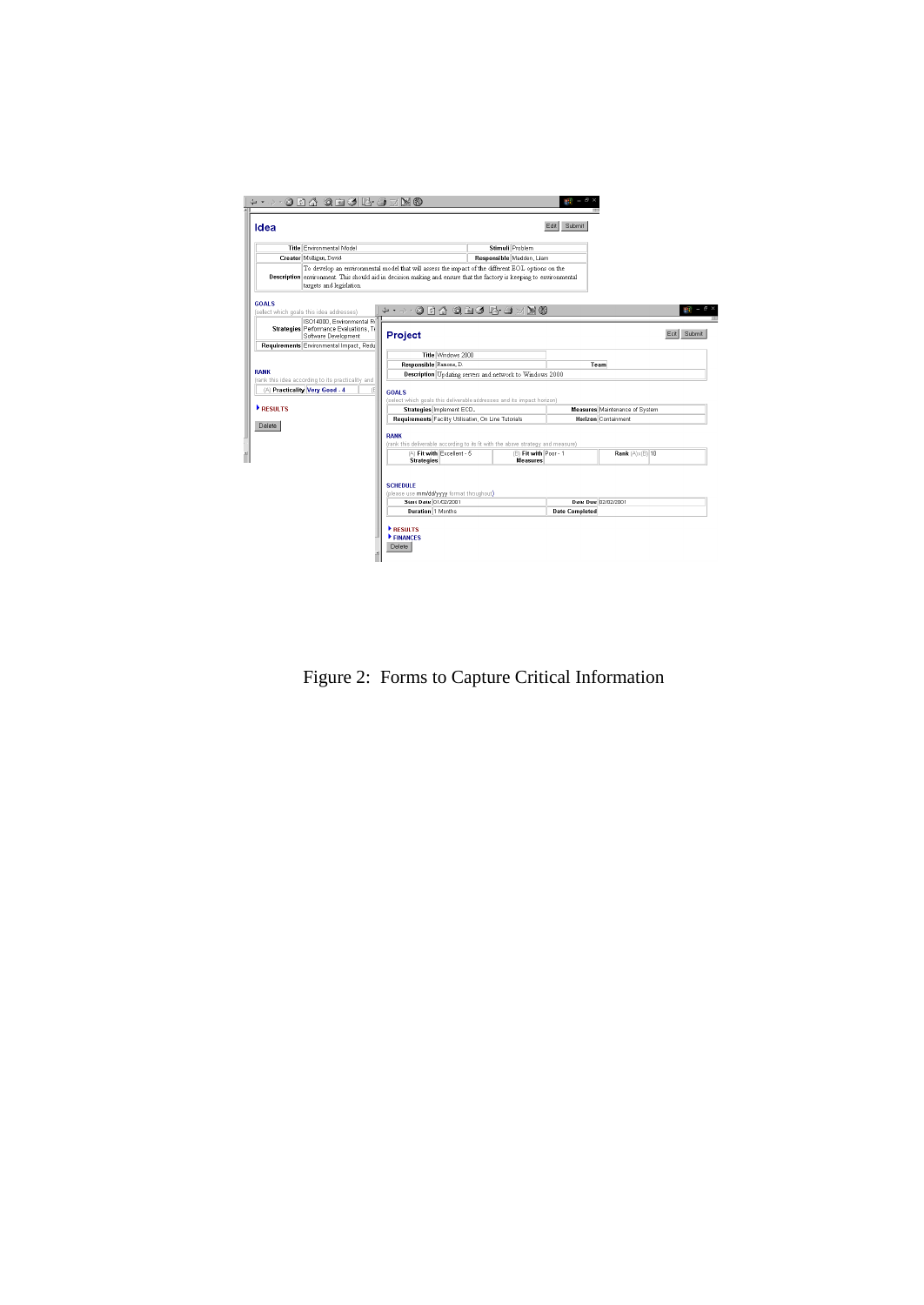Figure 2: Forms to Capture Critical Information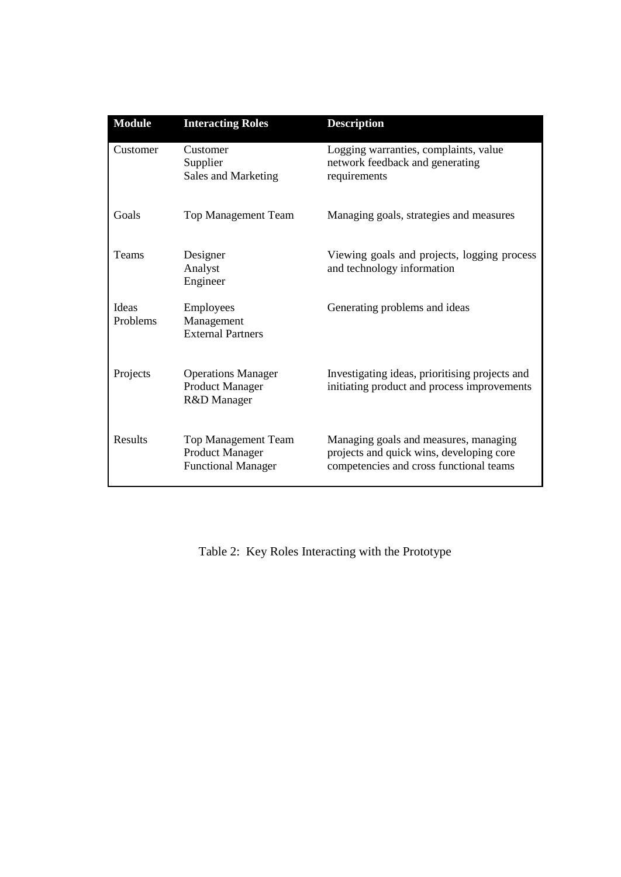| Module | Interacting Roles | Description |
|---|---|---|
| Customer | Customer<br>Supplier<br>Sales and Marketing | Logging warranties, complaints, value network feedback and generating requirements |
| Goals | Top Management Team | Managing goals, strategies and measures |
| Teams | Designer<br>Analyst<br>Engineer | Viewing goals and projects, logging process and technology information |
| Ideas<br>Problems | Employees<br>Management<br>External Partners | Generating problems and ideas |
| Projects | Operations Manager<br>Product Manager<br>R&D Manager | Investigating ideas, prioritising projects and initiating product and process improvements |
| Results | Top Management Team<br>Product Manager<br>Functional Manager | Managing goals and measures, managing projects and quick wins, developing core competencies and cross functional teams |

Table 2: Key Roles Interacting with the Prototype